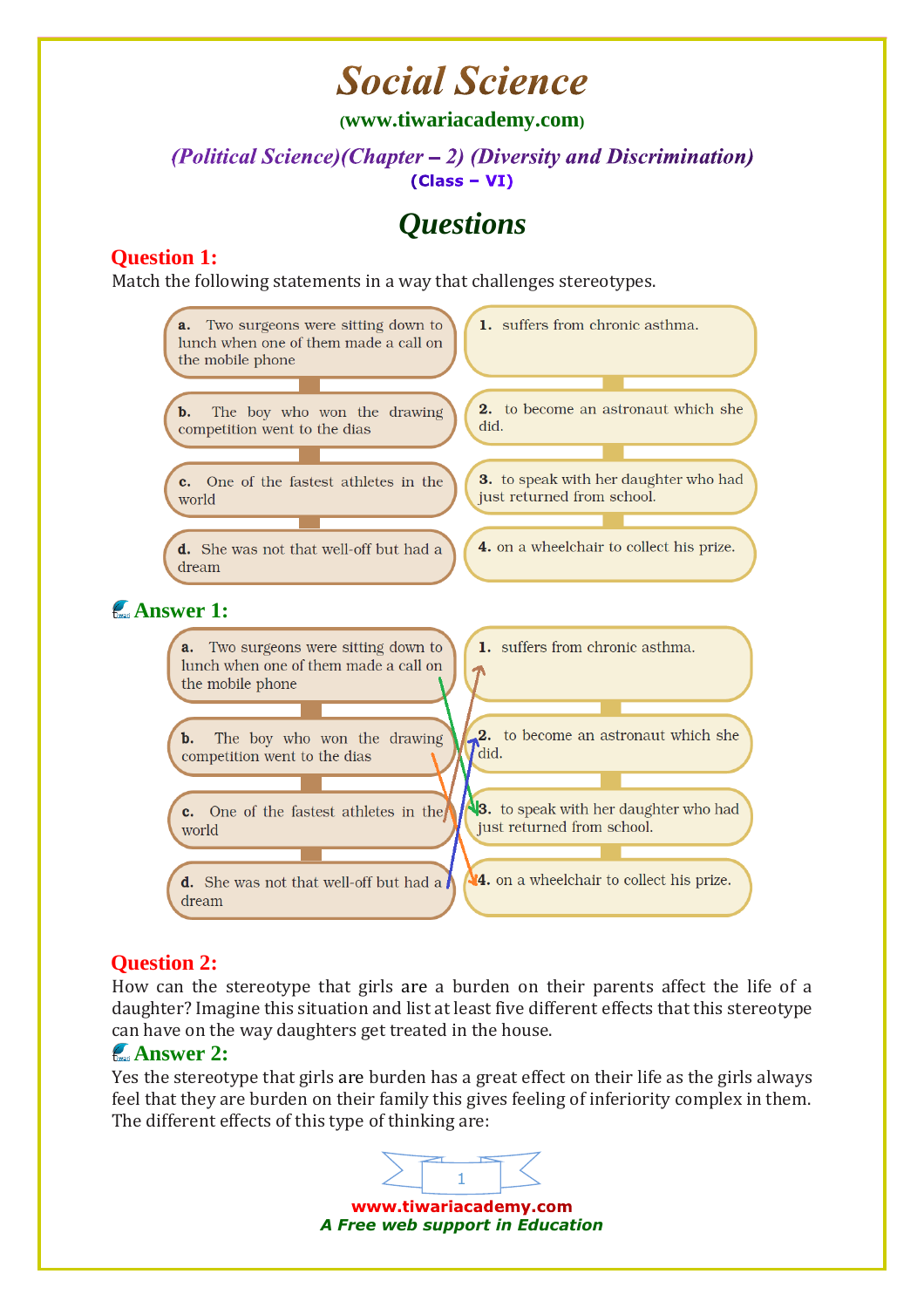# Social Science

**(www.tiwariacademy.com)**

## *(Political Science)(Chapter – 2) (Diversity and Discrimination)*

**(Class – VI)**

## *Questions*

### Question 1:

Match the following statements in a way that challenges stereotypes.

| | |
|---|---|
| **a.** Two surgeons were sitting down to lunch when one of them made a call on the mobile phone | **1.** suffers from chronic asthma. |
| **b.** The boy who won the drawing competition went to the dias | **2.** to become an astronaut which she did. |
| **c.** One of the fastest athletes in the world | **3.** to speak with her daughter who had just returned from school. |
| **d.** She was not that well-off but had a dream | **4.** on a wheelchair to collect his prize. |

### Answer 1:

| | |
|---|---|
| **a.** Two surgeons were sitting down to lunch when one of them made a call on the mobile phone | **3.** to speak with her daughter who had just returned from school. |
| **b.** The boy who won the drawing competition went to the dias | **4.** on a wheelchair to collect his prize. |
| **c.** One of the fastest athletes in the world | **1.** suffers from chronic asthma. |
| **d.** She was not that well-off but had a dream | **2.** to become an astronaut which she did. |

### Question 2:

How can the stereotype that girls are a burden on their parents affect the life of a daughter? Imagine this situation and list at least five different effects that this stereotype can have on the way daughters get treated in the house.

### Answer 2:

Yes the stereotype that girls are burden has a great effect on their life as the girls always feel that they are burden on their family this gives feeling of inferiority complex in them. The different effects of this type of thinking are: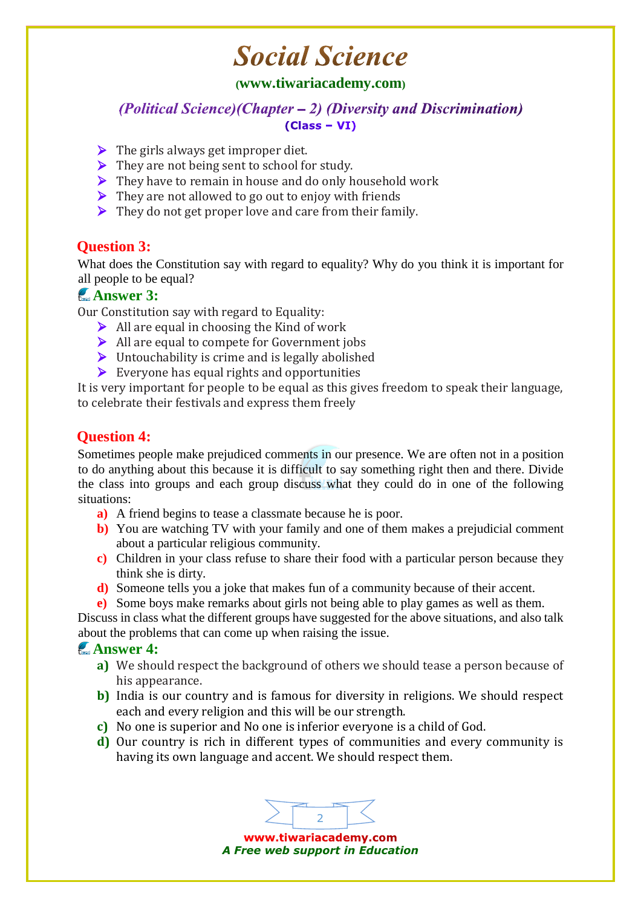- The girls always get improper diet.
- They are not being sent to school for study.
- They have to remain in house and do only household work
- They are not allowed to go out to enjoy with friends
- They do not get proper love and care from their family.

## Question 3:

What does the Constitution say with regard to equality? Why do you think it is important for all people to be equal?

## Answer 3:

Our Constitution say with regard to Equality:

- All are equal in choosing the Kind of work
- All are equal to compete for Government jobs
- Untouchability is crime and is legally abolished
- Everyone has equal rights and opportunities

It is very important for people to be equal as this gives freedom to speak their language, to celebrate their festivals and express them freely

## Question 4:

Sometimes people make prejudiced comments in our presence. We are often not in a position to do anything about this because it is difficult to say something right then and there. Divide the class into groups and each group discuss what they could do in one of the following situations:

a) A friend begins to tease a classmate because he is poor.

b) You are watching TV with your family and one of them makes a prejudicial comment about a particular religious community.

c) Children in your class refuse to share their food with a particular person because they think she is dirty.

d) Someone tells you a joke that makes fun of a community because of their accent.

e) Some boys make remarks about girls not being able to play games as well as them.

Discuss in class what the different groups have suggested for the above situations, and also talk about the problems that can come up when raising the issue.

## Answer 4:

a) We should respect the background of others we should tease a person because of his appearance.

b) India is our country and is famous for diversity in religions. We should respect each and every religion and this will be our strength.

c) No one is superior and No one is inferior everyone is a child of God.

d) Our country is rich in different types of communities and every community is having its own language and accent. We should respect them.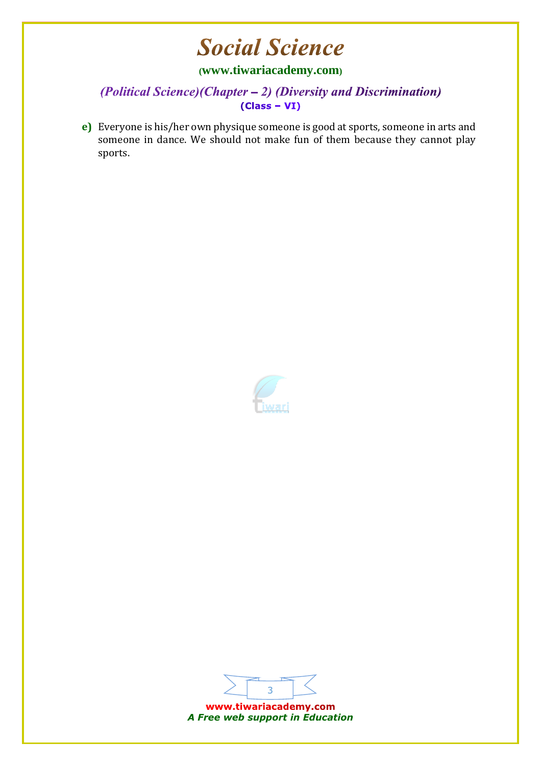**e)** Everyone is his/her own physique someone is good at sports, someone in arts and someone in dance. We should not make fun of them because they cannot play sports.